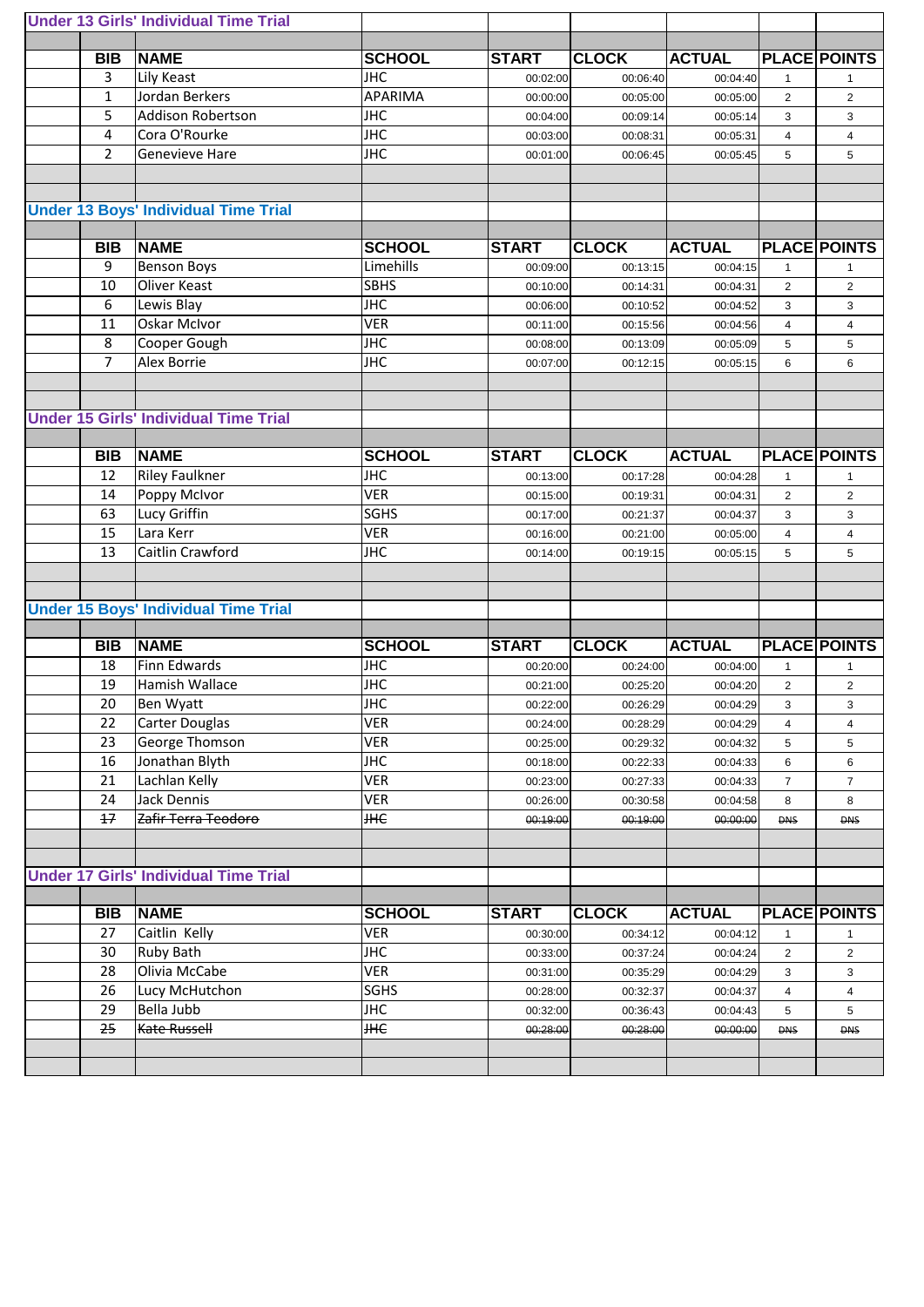## Under 13 Girls' Individual Time Trial

| BIB | NAME | SCHOOL | START | CLOCK | ACTUAL | PLACE | POINTS |
|---|---|---|---|---|---|---|---|
| 3 | Lily Keast | JHC | 00:02:00 | 00:06:40 | 00:04:40 | 1 | 1 |
| 1 | Jordan Berkers | APARIMA | 00:00:00 | 00:05:00 | 00:05:00 | 2 | 2 |
| 5 | Addison Robertson | JHC | 00:04:00 | 00:09:14 | 00:05:14 | 3 | 3 |
| 4 | Cora O'Rourke | JHC | 00:03:00 | 00:08:31 | 00:05:31 | 4 | 4 |
| 2 | Genevieve Hare | JHC | 00:01:00 | 00:06:45 | 00:05:45 | 5 | 5 |

## Under 13 Boys' Individual Time Trial

| BIB | NAME | SCHOOL | START | CLOCK | ACTUAL | PLACE | POINTS |
|---|---|---|---|---|---|---|---|
| 9 | Benson Boys | Limehills | 00:09:00 | 00:13:15 | 00:04:15 | 1 | 1 |
| 10 | Oliver Keast | SBHS | 00:10:00 | 00:14:31 | 00:04:31 | 2 | 2 |
| 6 | Lewis Blay | JHC | 00:06:00 | 00:10:52 | 00:04:52 | 3 | 3 |
| 11 | Oskar McIvor | VER | 00:11:00 | 00:15:56 | 00:04:56 | 4 | 4 |
| 8 | Cooper Gough | JHC | 00:08:00 | 00:13:09 | 00:05:09 | 5 | 5 |
| 7 | Alex Borrie | JHC | 00:07:00 | 00:12:15 | 00:05:15 | 6 | 6 |

## Under 15 Girls' Individual Time Trial

| BIB | NAME | SCHOOL | START | CLOCK | ACTUAL | PLACE | POINTS |
|---|---|---|---|---|---|---|---|
| 12 | Riley Faulkner | JHC | 00:13:00 | 00:17:28 | 00:04:28 | 1 | 1 |
| 14 | Poppy McIvor | VER | 00:15:00 | 00:19:31 | 00:04:31 | 2 | 2 |
| 63 | Lucy Griffin | SGHS | 00:17:00 | 00:21:37 | 00:04:37 | 3 | 3 |
| 15 | Lara Kerr | VER | 00:16:00 | 00:21:00 | 00:05:00 | 4 | 4 |
| 13 | Caitlin Crawford | JHC | 00:14:00 | 00:19:15 | 00:05:15 | 5 | 5 |

## Under 15 Boys' Individual Time Trial

| BIB | NAME | SCHOOL | START | CLOCK | ACTUAL | PLACE | POINTS |
|---|---|---|---|---|---|---|---|
| 18 | Finn Edwards | JHC | 00:20:00 | 00:24:00 | 00:04:00 | 1 | 1 |
| 19 | Hamish Wallace | JHC | 00:21:00 | 00:25:20 | 00:04:20 | 2 | 2 |
| 20 | Ben Wyatt | JHC | 00:22:00 | 00:26:29 | 00:04:29 | 3 | 3 |
| 22 | Carter Douglas | VER | 00:24:00 | 00:28:29 | 00:04:29 | 4 | 4 |
| 23 | George Thomson | VER | 00:25:00 | 00:29:32 | 00:04:32 | 5 | 5 |
| 16 | Jonathan Blyth | JHC | 00:18:00 | 00:22:33 | 00:04:33 | 6 | 6 |
| 21 | Lachlan Kelly | VER | 00:23:00 | 00:27:33 | 00:04:33 | 7 | 7 |
| 24 | Jack Dennis | VER | 00:26:00 | 00:30:58 | 00:04:58 | 8 | 8 |
| ~~17~~ | ~~Zafir Terra Teodoro~~ | ~~JHC~~ | ~~00:19:00~~ | ~~00:19:00~~ | ~~00:00:00~~ | ~~DNS~~ | ~~DNS~~ |

## Under 17 Girls' Individual Time Trial

| BIB | NAME | SCHOOL | START | CLOCK | ACTUAL | PLACE | POINTS |
|---|---|---|---|---|---|---|---|
| 27 | Caitlin Kelly | VER | 00:30:00 | 00:34:12 | 00:04:12 | 1 | 1 |
| 30 | Ruby Bath | JHC | 00:33:00 | 00:37:24 | 00:04:24 | 2 | 2 |
| 28 | Olivia McCabe | VER | 00:31:00 | 00:35:29 | 00:04:29 | 3 | 3 |
| 26 | Lucy McHutchon | SGHS | 00:28:00 | 00:32:37 | 00:04:37 | 4 | 4 |
| 29 | Bella Jubb | JHC | 00:32:00 | 00:36:43 | 00:04:43 | 5 | 5 |
| ~~25~~ | ~~Kate Russell~~ | ~~JHC~~ | ~~00:28:00~~ | ~~00:28:00~~ | ~~00:00:00~~ | ~~DNS~~ | ~~DNS~~ |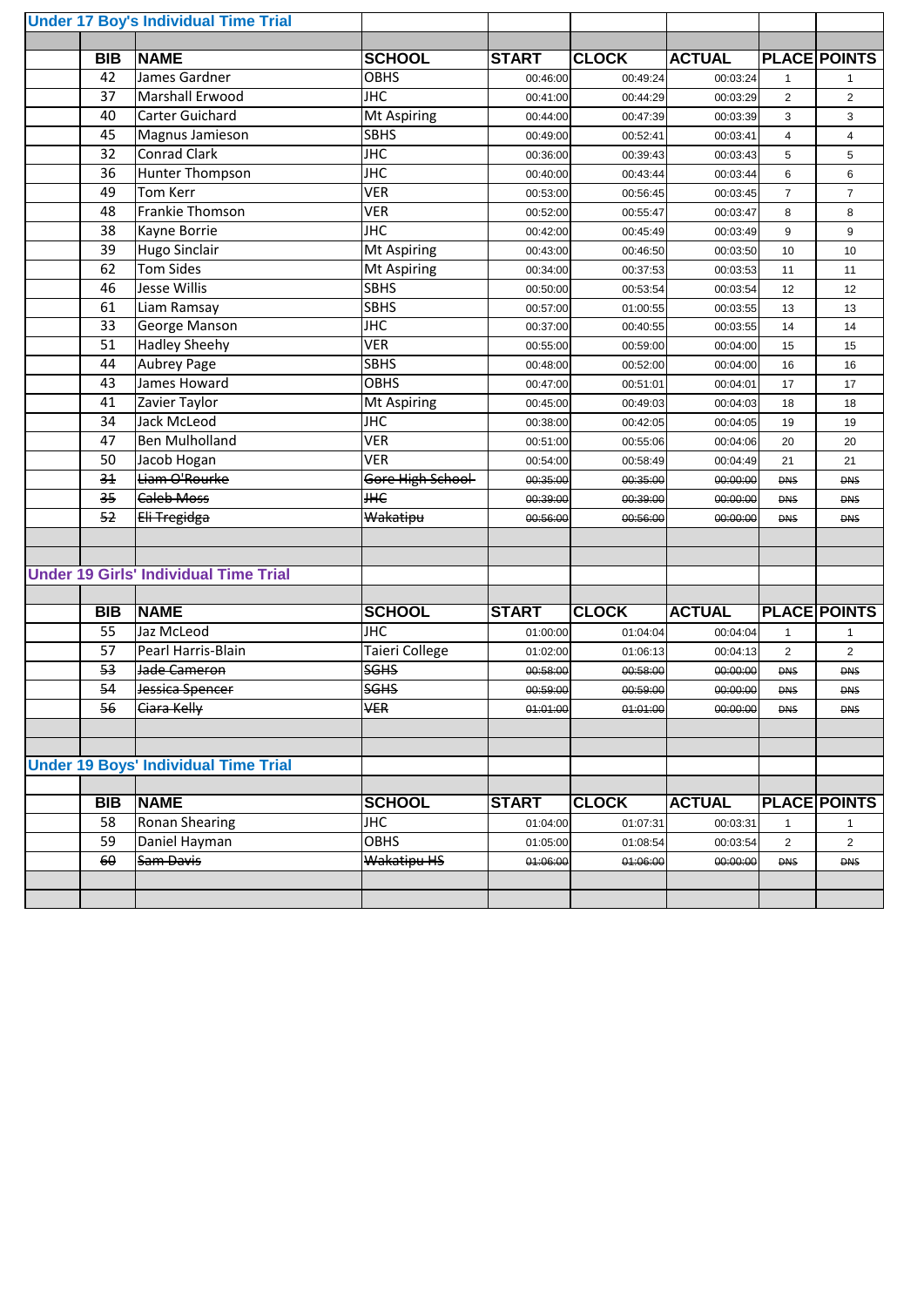## Under 17 Boy's Individual Time Trial

| BIB | NAME | SCHOOL | START | CLOCK | ACTUAL | PLACE | POINTS |
|---|---|---|---|---|---|---|---|
| 42 | James Gardner | OBHS | 00:46:00 | 00:49:24 | 00:03:24 | 1 | 1 |
| 37 | Marshall Erwood | JHC | 00:41:00 | 00:44:29 | 00:03:29 | 2 | 2 |
| 40 | Carter Guichard | Mt Aspiring | 00:44:00 | 00:47:39 | 00:03:39 | 3 | 3 |
| 45 | Magnus Jamieson | SBHS | 00:49:00 | 00:52:41 | 00:03:41 | 4 | 4 |
| 32 | Conrad Clark | JHC | 00:36:00 | 00:39:43 | 00:03:43 | 5 | 5 |
| 36 | Hunter Thompson | JHC | 00:40:00 | 00:43:44 | 00:03:44 | 6 | 6 |
| 49 | Tom Kerr | VER | 00:53:00 | 00:56:45 | 00:03:45 | 7 | 7 |
| 48 | Frankie Thomson | VER | 00:52:00 | 00:55:47 | 00:03:47 | 8 | 8 |
| 38 | Kayne Borrie | JHC | 00:42:00 | 00:45:49 | 00:03:49 | 9 | 9 |
| 39 | Hugo Sinclair | Mt Aspiring | 00:43:00 | 00:46:50 | 00:03:50 | 10 | 10 |
| 62 | Tom Sides | Mt Aspiring | 00:34:00 | 00:37:53 | 00:03:53 | 11 | 11 |
| 46 | Jesse Willis | SBHS | 00:50:00 | 00:53:54 | 00:03:54 | 12 | 12 |
| 61 | Liam Ramsay | SBHS | 00:57:00 | 01:00:55 | 00:03:55 | 13 | 13 |
| 33 | George Manson | JHC | 00:37:00 | 00:40:55 | 00:03:55 | 14 | 14 |
| 51 | Hadley Sheehy | VER | 00:55:00 | 00:59:00 | 00:04:00 | 15 | 15 |
| 44 | Aubrey Page | SBHS | 00:48:00 | 00:52:00 | 00:04:00 | 16 | 16 |
| 43 | James Howard | OBHS | 00:47:00 | 00:51:01 | 00:04:01 | 17 | 17 |
| 41 | Zavier Taylor | Mt Aspiring | 00:45:00 | 00:49:03 | 00:04:03 | 18 | 18 |
| 34 | Jack McLeod | JHC | 00:38:00 | 00:42:05 | 00:04:05 | 19 | 19 |
| 47 | Ben Mulholland | VER | 00:51:00 | 00:55:06 | 00:04:06 | 20 | 20 |
| 50 | Jacob Hogan | VER | 00:54:00 | 00:58:49 | 00:04:49 | 21 | 21 |
| ~~31~~ | ~~Liam O'Rourke~~ | ~~Gore High School~~ | ~~00:35:00~~ | ~~00:35:00~~ | ~~00:00:00~~ | ~~DNS~~ | ~~DNS~~ |
| ~~35~~ | ~~Caleb Moss~~ | ~~JHC~~ | ~~00:39:00~~ | ~~00:39:00~~ | ~~00:00:00~~ | ~~DNS~~ | ~~DNS~~ |
| ~~52~~ | ~~Eli Tregidga~~ | ~~Wakatipu~~ | ~~00:56:00~~ | ~~00:56:00~~ | ~~00:00:00~~ | ~~DNS~~ | ~~DNS~~ |

## Under 19 Girls' Individual Time Trial

| BIB | NAME | SCHOOL | START | CLOCK | ACTUAL | PLACE | POINTS |
|---|---|---|---|---|---|---|---|
| 55 | Jaz McLeod | JHC | 01:00:00 | 01:04:04 | 00:04:04 | 1 | 1 |
| 57 | Pearl Harris-Blain | Taieri College | 01:02:00 | 01:06:13 | 00:04:13 | 2 | 2 |
| ~~53~~ | ~~Jade Cameron~~ | ~~SGHS~~ | ~~00:58:00~~ | ~~00:58:00~~ | ~~00:00:00~~ | ~~DNS~~ | ~~DNS~~ |
| ~~54~~ | ~~Jessica Spencer~~ | ~~SGHS~~ | ~~00:59:00~~ | ~~00:59:00~~ | ~~00:00:00~~ | ~~DNS~~ | ~~DNS~~ |
| ~~56~~ | ~~Ciara Kelly~~ | ~~VER~~ | ~~01:01:00~~ | ~~01:01:00~~ | ~~00:00:00~~ | ~~DNS~~ | ~~DNS~~ |

## Under 19 Boys' Individual Time Trial

| BIB | NAME | SCHOOL | START | CLOCK | ACTUAL | PLACE | POINTS |
|---|---|---|---|---|---|---|---|
| 58 | Ronan Shearing | JHC | 01:04:00 | 01:07:31 | 00:03:31 | 1 | 1 |
| 59 | Daniel Hayman | OBHS | 01:05:00 | 01:08:54 | 00:03:54 | 2 | 2 |
| ~~60~~ | ~~Sam Davis~~ | ~~Wakatipu HS~~ | ~~01:06:00~~ | ~~01:06:00~~ | ~~00:00:00~~ | ~~DNS~~ | ~~DNS~~ |